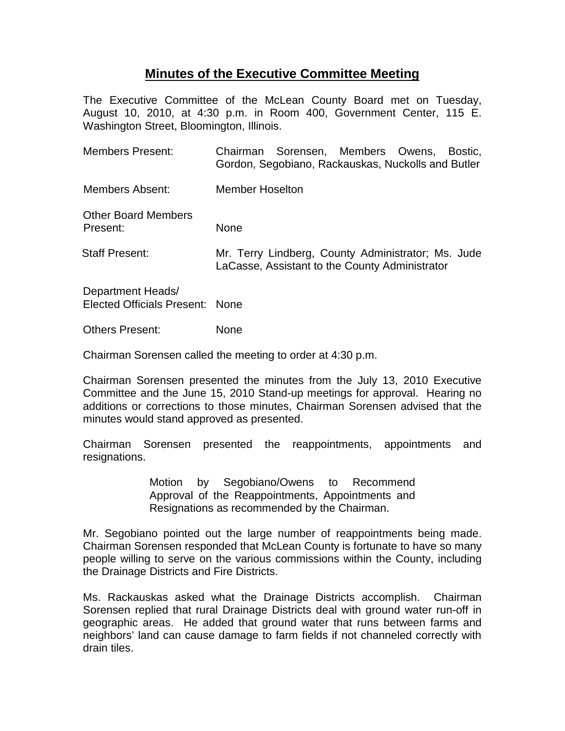# Minutes of the Executive Committee Meeting

The Executive Committee of the McLean County Board met on Tuesday, August 10, 2010, at 4:30 p.m. in Room 400, Government Center, 115 E. Washington Street, Bloomington, Illinois.

| | |
|---|---|
| Members Present: | Chairman Sorensen, Members Owens, Bostic, Gordon, Segobiano, Rackauskas, Nuckolls and Butler |
| Members Absent: | Member Hoselton |
| Other Board Members Present: | None |
| Staff Present: | Mr. Terry Lindberg, County Administrator; Ms. Jude LaCasse, Assistant to the County Administrator |
| Department Heads/ Elected Officials Present: | None |
| Others Present: | None |

Chairman Sorensen called the meeting to order at 4:30 p.m.

Chairman Sorensen presented the minutes from the July 13, 2010 Executive Committee and the June 15, 2010 Stand-up meetings for approval. Hearing no additions or corrections to those minutes, Chairman Sorensen advised that the minutes would stand approved as presented.

Chairman Sorensen presented the reappointments, appointments and resignations.

> Motion by Segobiano/Owens to Recommend Approval of the Reappointments, Appointments and Resignations as recommended by the Chairman.

Mr. Segobiano pointed out the large number of reappointments being made. Chairman Sorensen responded that McLean County is fortunate to have so many people willing to serve on the various commissions within the County, including the Drainage Districts and Fire Districts.

Ms. Rackauskas asked what the Drainage Districts accomplish. Chairman Sorensen replied that rural Drainage Districts deal with ground water run-off in geographic areas. He added that ground water that runs between farms and neighbors' land can cause damage to farm fields if not channeled correctly with drain tiles.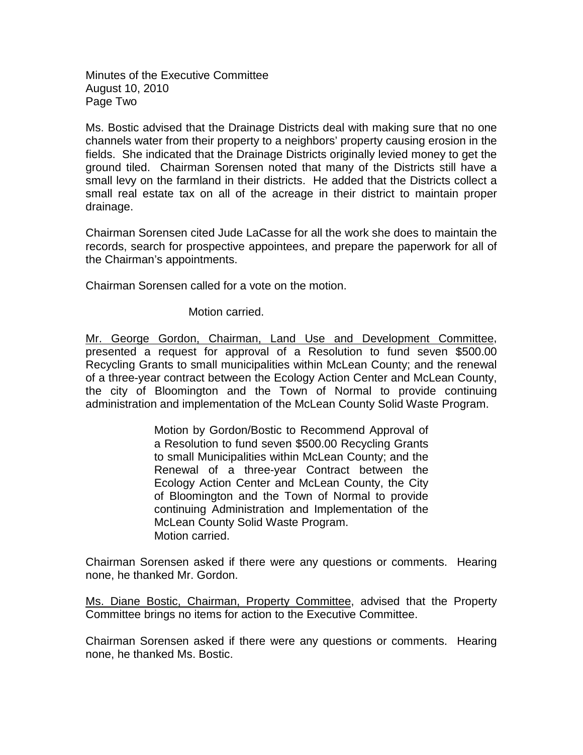Ms. Bostic advised that the Drainage Districts deal with making sure that no one channels water from their property to a neighbors' property causing erosion in the fields. She indicated that the Drainage Districts originally levied money to get the ground tiled. Chairman Sorensen noted that many of the Districts still have a small levy on the farmland in their districts. He added that the Districts collect a small real estate tax on all of the acreage in their district to maintain proper drainage.

Chairman Sorensen cited Jude LaCasse for all the work she does to maintain the records, search for prospective appointees, and prepare the paperwork for all of the Chairman's appointments.

Chairman Sorensen called for a vote on the motion.

Motion carried.

Mr. George Gordon, Chairman, Land Use and Development Committee, presented a request for approval of a Resolution to fund seven $500.00 Recycling Grants to small municipalities within McLean County; and the renewal of a three-year contract between the Ecology Action Center and McLean County, the city of Bloomington and the Town of Normal to provide continuing administration and implementation of the McLean County Solid Waste Program.

> Motion by Gordon/Bostic to Recommend Approval of a Resolution to fund seven $500.00 Recycling Grants to small Municipalities within McLean County; and the Renewal of a three-year Contract between the Ecology Action Center and McLean County, the City of Bloomington and the Town of Normal to provide continuing Administration and Implementation of the McLean County Solid Waste Program.
> Motion carried.

Chairman Sorensen asked if there were any questions or comments. Hearing none, he thanked Mr. Gordon.

Ms. Diane Bostic, Chairman, Property Committee, advised that the Property Committee brings no items for action to the Executive Committee.

Chairman Sorensen asked if there were any questions or comments. Hearing none, he thanked Ms. Bostic.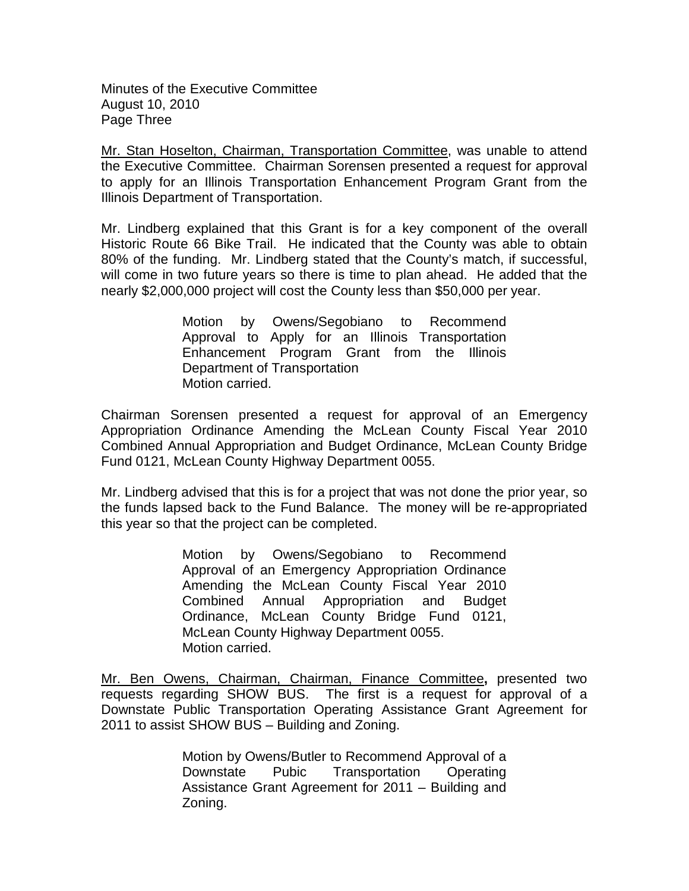Mr. Stan Hoselton, Chairman, Transportation Committee, was unable to attend the Executive Committee. Chairman Sorensen presented a request for approval to apply for an Illinois Transportation Enhancement Program Grant from the Illinois Department of Transportation.

Mr. Lindberg explained that this Grant is for a key component of the overall Historic Route 66 Bike Trail. He indicated that the County was able to obtain 80% of the funding. Mr. Lindberg stated that the County's match, if successful, will come in two future years so there is time to plan ahead. He added that the nearly $2,000,000 project will cost the County less than $50,000 per year.

> Motion by Owens/Segobiano to Recommend Approval to Apply for an Illinois Transportation Enhancement Program Grant from the Illinois Department of Transportation
> Motion carried.

Chairman Sorensen presented a request for approval of an Emergency Appropriation Ordinance Amending the McLean County Fiscal Year 2010 Combined Annual Appropriation and Budget Ordinance, McLean County Bridge Fund 0121, McLean County Highway Department 0055.

Mr. Lindberg advised that this is for a project that was not done the prior year, so the funds lapsed back to the Fund Balance. The money will be re-appropriated this year so that the project can be completed.

> Motion by Owens/Segobiano to Recommend Approval of an Emergency Appropriation Ordinance Amending the McLean County Fiscal Year 2010 Combined Annual Appropriation and Budget Ordinance, McLean County Bridge Fund 0121, McLean County Highway Department 0055.
> Motion carried.

Mr. Ben Owens, Chairman, Chairman, Finance Committee**,** presented two requests regarding SHOW BUS. The first is a request for approval of a Downstate Public Transportation Operating Assistance Grant Agreement for 2011 to assist SHOW BUS – Building and Zoning.

> Motion by Owens/Butler to Recommend Approval of a Downstate Pubic Transportation Operating Assistance Grant Agreement for 2011 – Building and Zoning.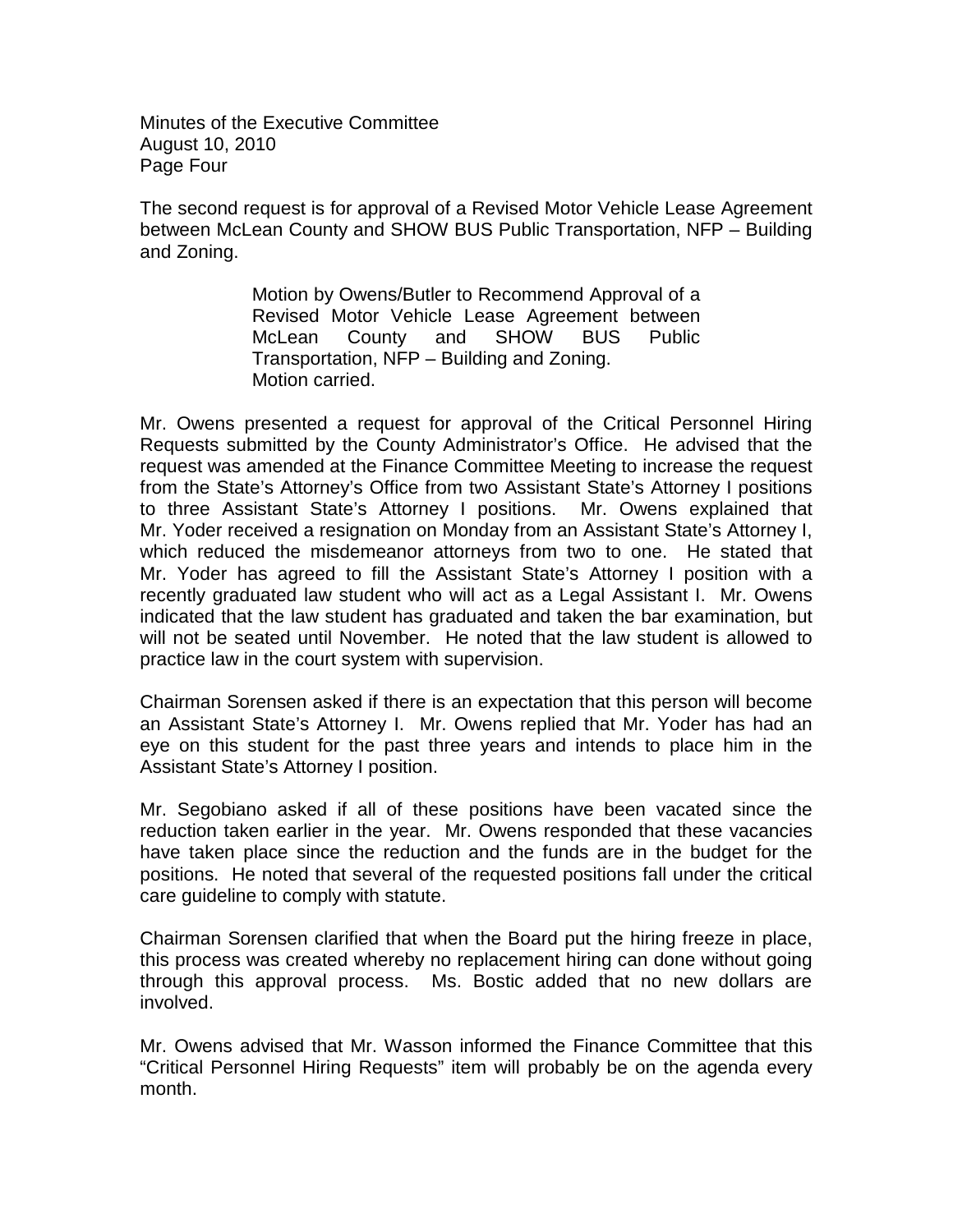The second request is for approval of a Revised Motor Vehicle Lease Agreement between McLean County and SHOW BUS Public Transportation, NFP – Building and Zoning.

> Motion by Owens/Butler to Recommend Approval of a Revised Motor Vehicle Lease Agreement between McLean County and SHOW BUS Public Transportation, NFP – Building and Zoning.
> Motion carried.

Mr. Owens presented a request for approval of the Critical Personnel Hiring Requests submitted by the County Administrator's Office. He advised that the request was amended at the Finance Committee Meeting to increase the request from the State's Attorney's Office from two Assistant State's Attorney I positions to three Assistant State's Attorney I positions. Mr. Owens explained that Mr. Yoder received a resignation on Monday from an Assistant State's Attorney I, which reduced the misdemeanor attorneys from two to one. He stated that Mr. Yoder has agreed to fill the Assistant State's Attorney I position with a recently graduated law student who will act as a Legal Assistant I. Mr. Owens indicated that the law student has graduated and taken the bar examination, but will not be seated until November. He noted that the law student is allowed to practice law in the court system with supervision.

Chairman Sorensen asked if there is an expectation that this person will become an Assistant State's Attorney I. Mr. Owens replied that Mr. Yoder has had an eye on this student for the past three years and intends to place him in the Assistant State's Attorney I position.

Mr. Segobiano asked if all of these positions have been vacated since the reduction taken earlier in the year. Mr. Owens responded that these vacancies have taken place since the reduction and the funds are in the budget for the positions. He noted that several of the requested positions fall under the critical care guideline to comply with statute.

Chairman Sorensen clarified that when the Board put the hiring freeze in place, this process was created whereby no replacement hiring can done without going through this approval process. Ms. Bostic added that no new dollars are involved.

Mr. Owens advised that Mr. Wasson informed the Finance Committee that this "Critical Personnel Hiring Requests" item will probably be on the agenda every month.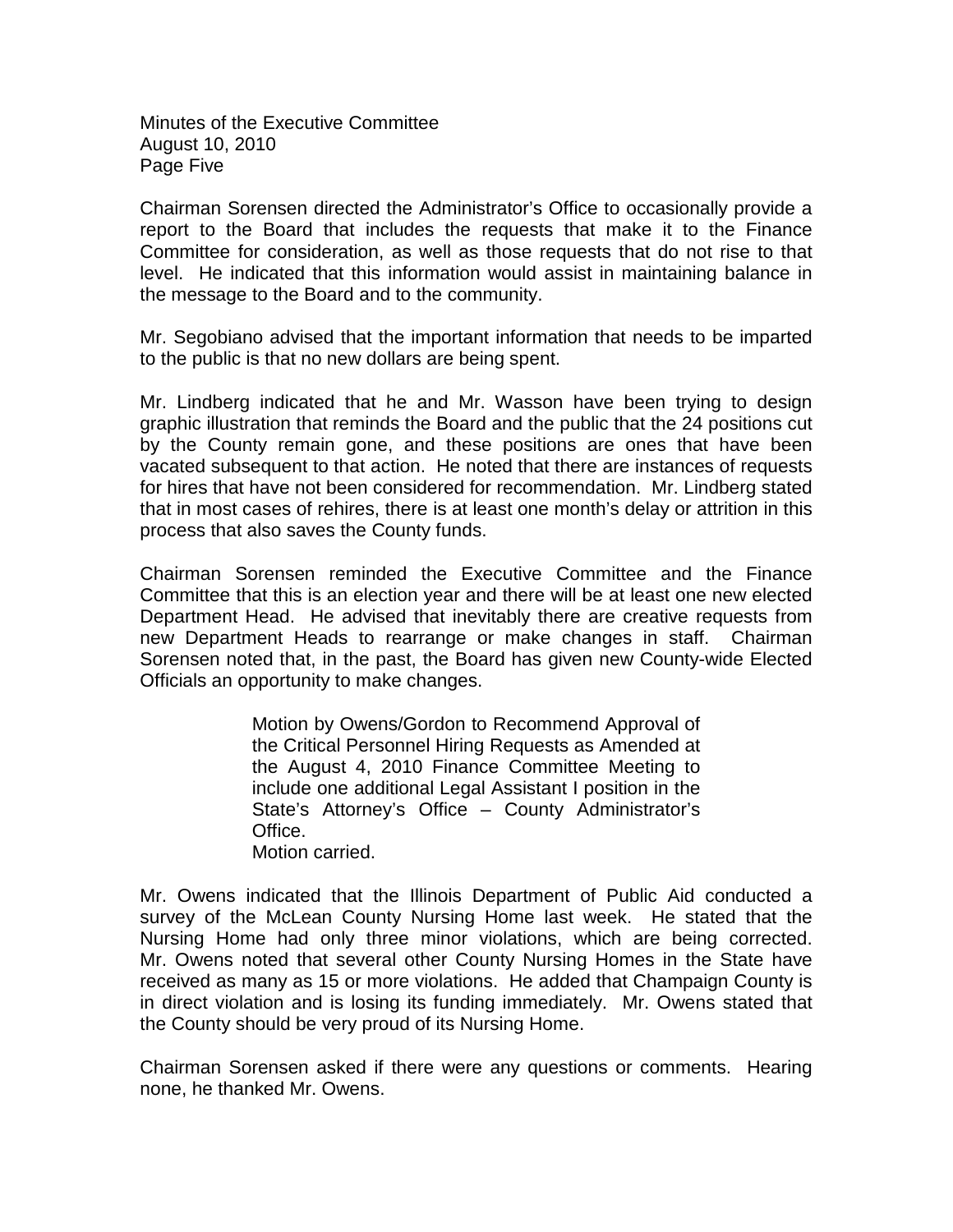Chairman Sorensen directed the Administrator's Office to occasionally provide a report to the Board that includes the requests that make it to the Finance Committee for consideration, as well as those requests that do not rise to that level. He indicated that this information would assist in maintaining balance in the message to the Board and to the community.

Mr. Segobiano advised that the important information that needs to be imparted to the public is that no new dollars are being spent.

Mr. Lindberg indicated that he and Mr. Wasson have been trying to design graphic illustration that reminds the Board and the public that the 24 positions cut by the County remain gone, and these positions are ones that have been vacated subsequent to that action. He noted that there are instances of requests for hires that have not been considered for recommendation. Mr. Lindberg stated that in most cases of rehires, there is at least one month's delay or attrition in this process that also saves the County funds.

Chairman Sorensen reminded the Executive Committee and the Finance Committee that this is an election year and there will be at least one new elected Department Head. He advised that inevitably there are creative requests from new Department Heads to rearrange or make changes in staff. Chairman Sorensen noted that, in the past, the Board has given new County-wide Elected Officials an opportunity to make changes.

> Motion by Owens/Gordon to Recommend Approval of the Critical Personnel Hiring Requests as Amended at the August 4, 2010 Finance Committee Meeting to include one additional Legal Assistant I position in the State's Attorney's Office – County Administrator's Office.
> Motion carried.

Mr. Owens indicated that the Illinois Department of Public Aid conducted a survey of the McLean County Nursing Home last week. He stated that the Nursing Home had only three minor violations, which are being corrected. Mr. Owens noted that several other County Nursing Homes in the State have received as many as 15 or more violations. He added that Champaign County is in direct violation and is losing its funding immediately. Mr. Owens stated that the County should be very proud of its Nursing Home.

Chairman Sorensen asked if there were any questions or comments. Hearing none, he thanked Mr. Owens.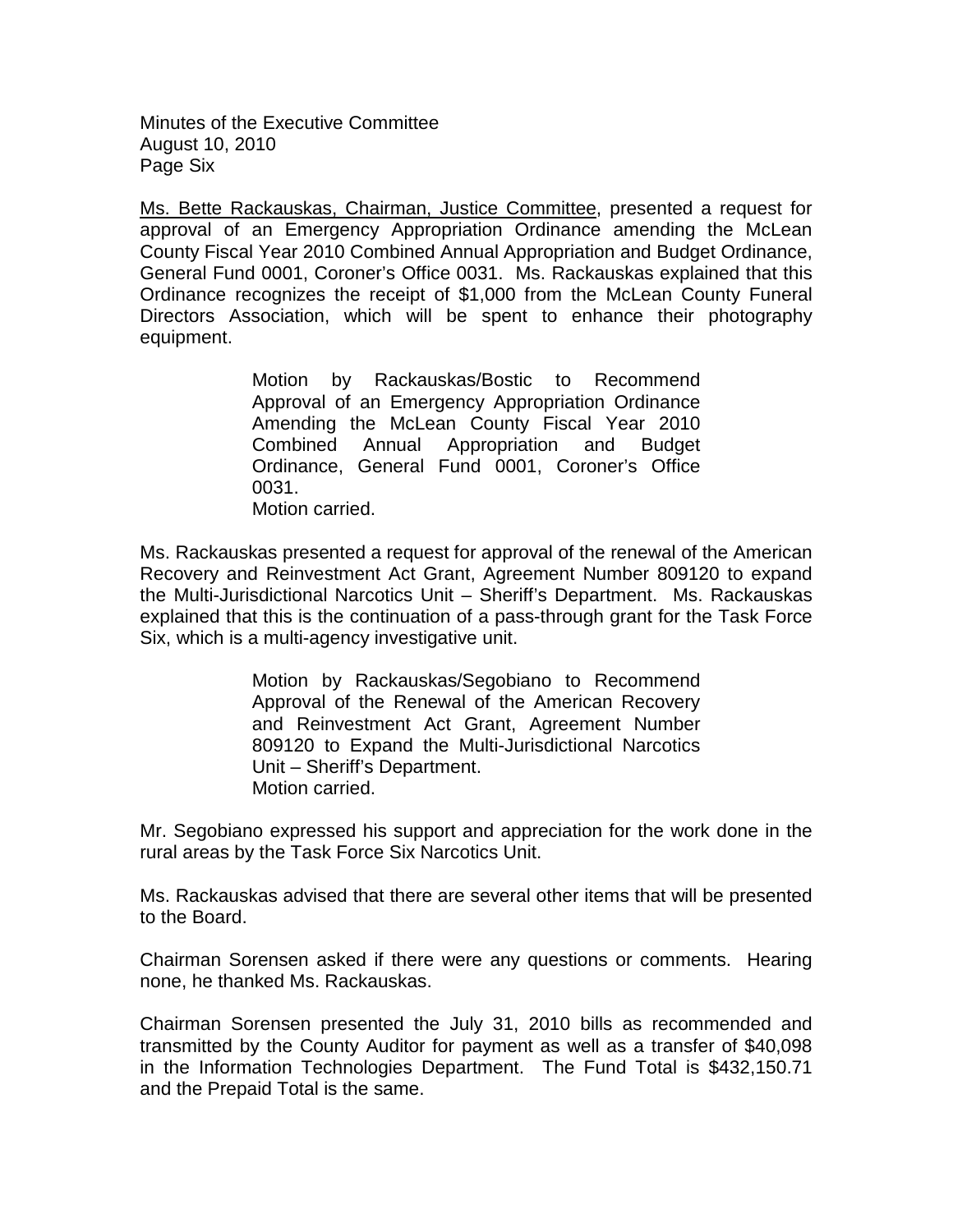Ms. Bette Rackauskas, Chairman, Justice Committee, presented a request for approval of an Emergency Appropriation Ordinance amending the McLean County Fiscal Year 2010 Combined Annual Appropriation and Budget Ordinance, General Fund 0001, Coroner's Office 0031. Ms. Rackauskas explained that this Ordinance recognizes the receipt of $1,000 from the McLean County Funeral Directors Association, which will be spent to enhance their photography equipment.

> Motion by Rackauskas/Bostic to Recommend Approval of an Emergency Appropriation Ordinance Amending the McLean County Fiscal Year 2010 Combined Annual Appropriation and Budget Ordinance, General Fund 0001, Coroner's Office 0031.
> Motion carried.

Ms. Rackauskas presented a request for approval of the renewal of the American Recovery and Reinvestment Act Grant, Agreement Number 809120 to expand the Multi-Jurisdictional Narcotics Unit – Sheriff's Department. Ms. Rackauskas explained that this is the continuation of a pass-through grant for the Task Force Six, which is a multi-agency investigative unit.

> Motion by Rackauskas/Segobiano to Recommend Approval of the Renewal of the American Recovery and Reinvestment Act Grant, Agreement Number 809120 to Expand the Multi-Jurisdictional Narcotics Unit – Sheriff's Department.
> Motion carried.

Mr. Segobiano expressed his support and appreciation for the work done in the rural areas by the Task Force Six Narcotics Unit.

Ms. Rackauskas advised that there are several other items that will be presented to the Board.

Chairman Sorensen asked if there were any questions or comments. Hearing none, he thanked Ms. Rackauskas.

Chairman Sorensen presented the July 31, 2010 bills as recommended and transmitted by the County Auditor for payment as well as a transfer of $40,098 in the Information Technologies Department. The Fund Total is $432,150.71 and the Prepaid Total is the same.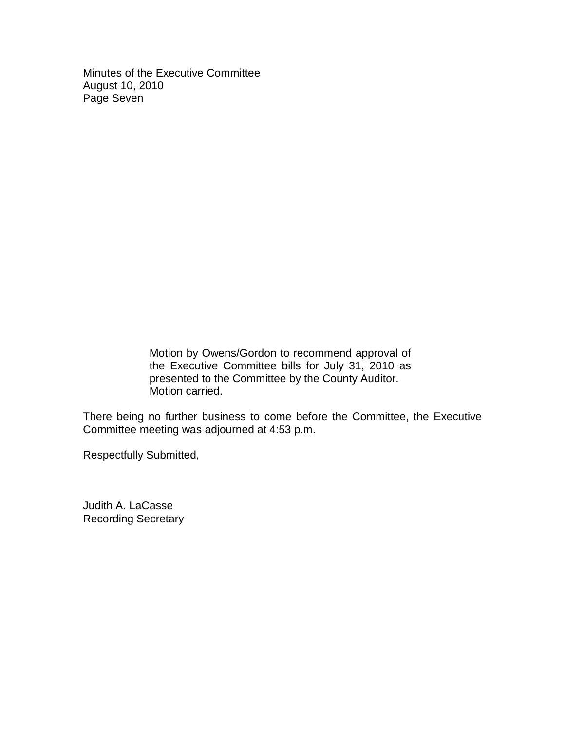Motion by Owens/Gordon to recommend approval of the Executive Committee bills for July 31, 2010 as presented to the Committee by the County Auditor. Motion carried.

There being no further business to come before the Committee, the Executive Committee meeting was adjourned at 4:53 p.m.

Respectfully Submitted,

Judith A. LaCasse
Recording Secretary